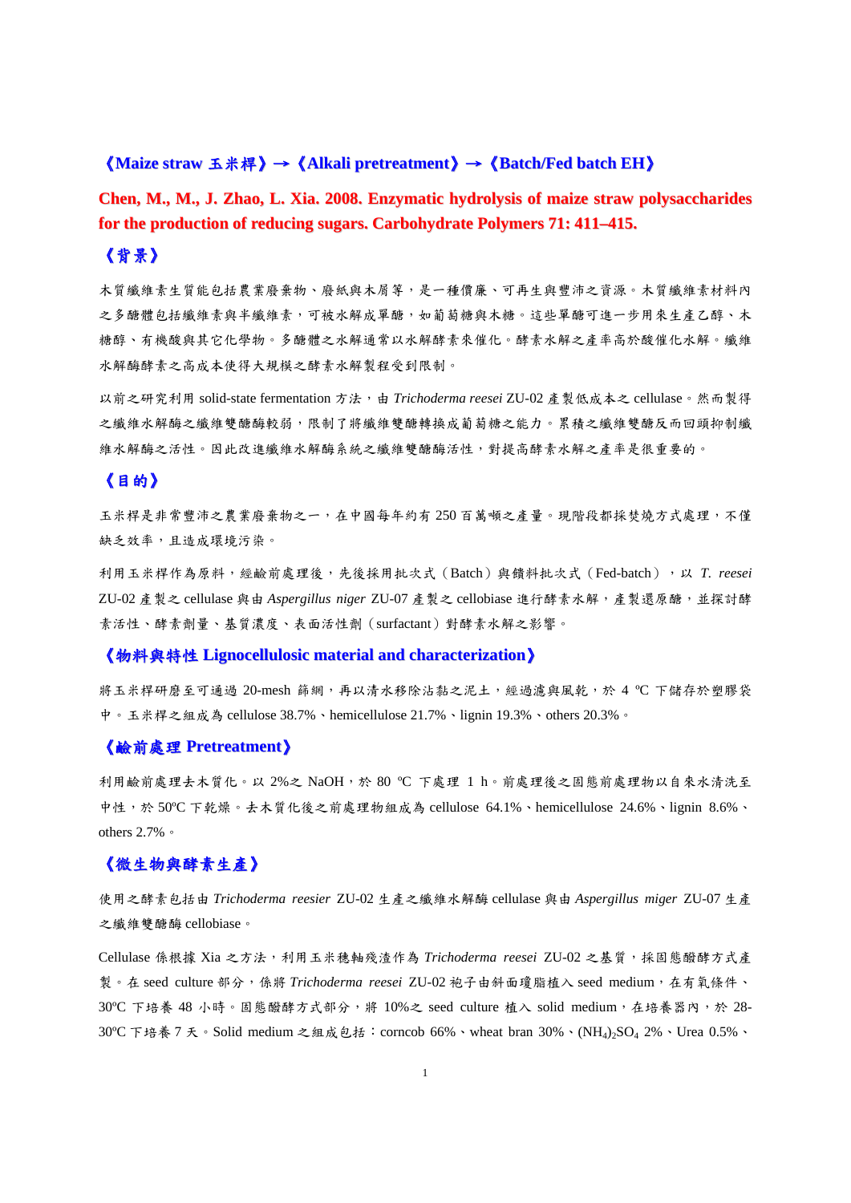**《Maize straw 玉米桿》→《Alkali pretreatment》→《Batch/Fed batch EH》**

**Chen, M., M., J. Zhao, L. Xia. 2008. Enzymatic hydrolysis of maize straw polysaccharides for the production of reducing sugars. Carbohydrate Polymers 71: 411–415.**

## 《背景》

木質纖維素生質能包括農業廢棄物、廢紙與木屑等，是一種價廉、可再生與豐沛之資源。木質纖維素材料內之多醣體包括纖維素與半纖維素，可被水解成單醣，如葡萄糖與木糖。這些單醣可進一步用來生產乙醇、木糖醇、有機酸與其它化學物。多醣體之水解通常以水解酵素來催化。酵素水解之產率高於酸催化水解。纖維水解酶酵素之高成本使得大規模之酵素水解製程受到限制。

以前之研究利用 solid-state fermentation 方法，由 *Trichoderma reesei* ZU-02 產製低成本之 cellulase。然而製得之纖維水解酶之纖維雙醣酶較弱，限制了將纖維雙醣轉換成葡萄糖之能力。累積之纖維雙醣反而回頭抑制纖維水解酶之活性。因此改進纖維水解酶系統之纖維雙醣酶活性，對提高酵素水解之產率是很重要的。

## 《目的》

玉米桿是非常豐沛之農業廢棄物之一，在中國每年約有 250 百萬噸之產量。現階段都採焚燒方式處理，不僅缺乏效率，且造成環境污染。

利用玉米桿作為原料，經鹼前處理後，先後採用批次式（Batch）與饋料批次式（Fed-batch），以 *T. reesei* ZU-02 產製之 cellulase 與由 *Aspergillus niger* ZU-07 產製之 cellobiase 進行酵素水解，產製還原醣，並探討酵素活性、酵素劑量、基質濃度、表面活性劑（surfactant）對酵素水解之影響。

## 《物料與特性 Lignocellulosic material and characterization》

將玉米桿研磨至可通過 20-mesh 篩網，再以清水移除沾黏之泥土，經過濾與風乾，於 4 ºC 下儲存於塑膠袋中。玉米桿之組成為 cellulose 38.7%、hemicellulose 21.7%、lignin 19.3%、others 20.3%。

## 《鹼前處理 Pretreatment》

利用鹼前處理去木質化。以 2%之 NaOH，於 80 ºC 下處理 1 h。前處理後之固態前處理物以自來水清洗至中性，於 50ºC 下乾燥。去木質化後之前處理物組成為 cellulose 64.1%、hemicellulose 24.6%、lignin 8.6%、others 2.7%。

## 《微生物與酵素生產》

使用之酵素包括由 *Trichoderma reesier* ZU-02 生產之纖維水解酶 cellulase 與由 *Aspergillus miger* ZU-07 生產之纖維雙醣酶 cellobiase。

Cellulase 係根據 Xia 之方法，利用玉米穗軸殘渣作為 *Trichoderma reesei* ZU-02 之基質，採固態醱酵方式產製。在 seed culture 部分，係將 *Trichoderma reesei* ZU-02 袍子由斜面瓊脂植入 seed medium，在有氧條件、30ºC 下培養 48 小時。固態醱酵方式部分，將 10%之 seed culture 植入 solid medium，在培養器內，於 28-30ºC 下培養 7 天。Solid medium 之組成包括：corncob 66%、wheat bran 30%、$(NH_4)_2SO_4$ 2%、Urea 0.5%、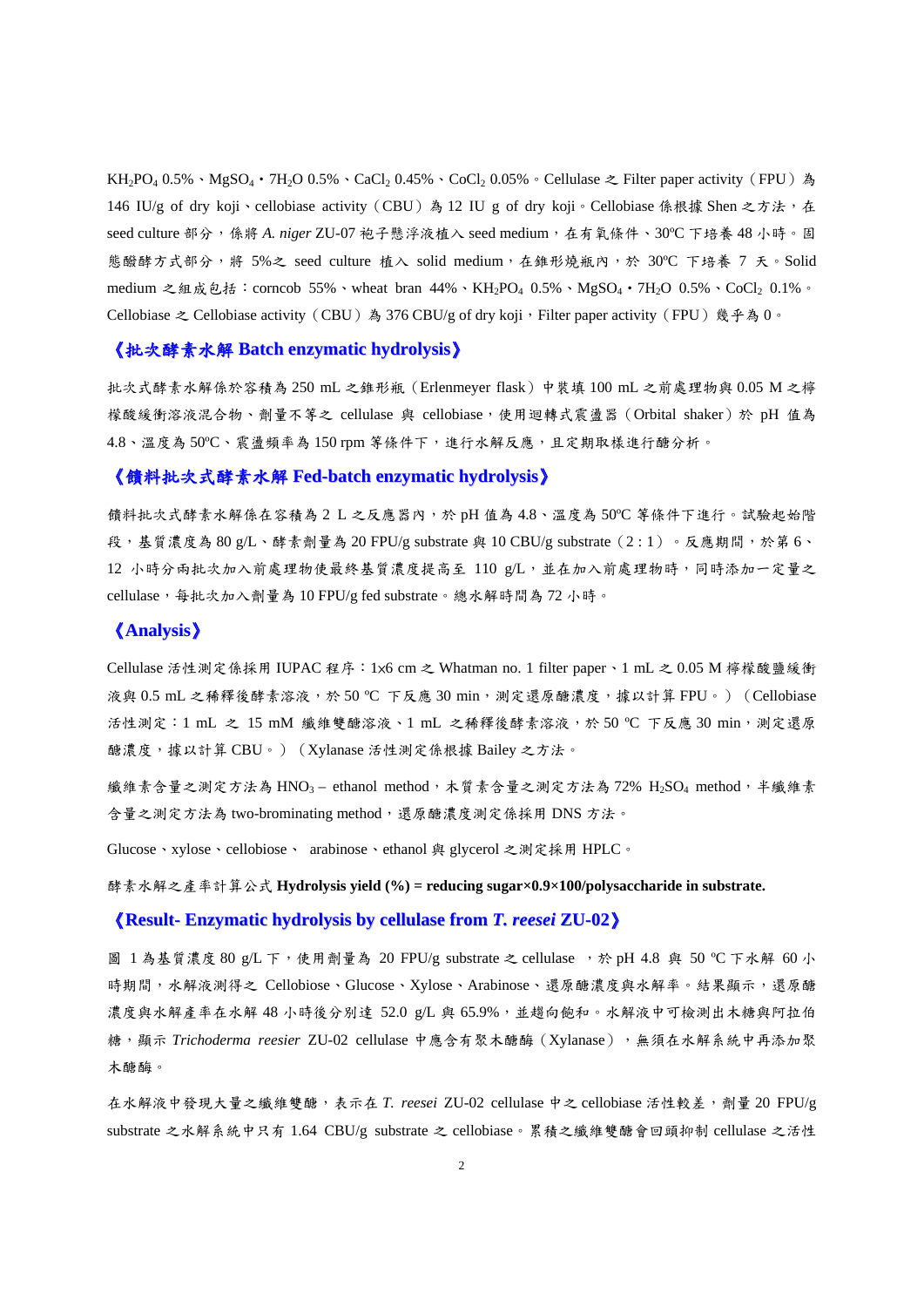$KH_2PO_4$ 0.5%、$MgSO_4 \cdot 7H_2O$ 0.5%、$CaCl_2$ 0.45%、$CoCl_2$ 0.05%。Cellulase 之 Filter paper activity（FPU）為 146 IU/g of dry koji、cellobiase activity（CBU）為 12 IU g of dry koji。Cellobiase 係根據 Shen 之方法，在 seed culture 部分，係將 *A. niger* ZU-07 孢子懸浮液植入 seed medium，在有氧條件、30ºC 下培養 48 小時。固態醱酵方式部分，將 5%之 seed culture 植入 solid medium，在錐形燒瓶內，於 30ºC 下培養 7 天。Solid medium 之組成包括：corncob 55%、wheat bran 44%、$KH_2PO_4$ 0.5%、$MgSO_4 \cdot 7H_2O$ 0.5%、$CoCl_2$ 0.1%。Cellobiase 之 Cellobiase activity（CBU）為 376 CBU/g of dry koji，Filter paper activity（FPU）幾乎為 0。

## 《批次酵素水解 Batch enzymatic hydrolysis》

批次式酵素水解係於容積為 250 mL 之錐形瓶（Erlenmeyer flask）中裝填 100 mL 之前處理物與 0.05 M 之檸檬酸緩衝溶液混合物、劑量不等之 cellulase 與 cellobiase，使用迴轉式震盪器（Orbital shaker）於 pH 值為 4.8、溫度為 50ºC、震盪頻率為 150 rpm 等條件下，進行水解反應，且定期取樣進行醣分析。

## 《饋料批次式酵素水解 Fed-batch enzymatic hydrolysis》

饋料批次式酵素水解係在容積為 2 L 之反應器內，於 pH 值為 4.8、溫度為 50ºC 等條件下進行。試驗起始階段，基質濃度為 80 g/L、酵素劑量為 20 FPU/g substrate 與 10 CBU/g substrate（2：1）。反應期間，於第 6、12 小時分兩批次加入前處理物使最終基質濃度提高至 110 g/L，並在加入前處理物時，同時添加一定量之 cellulase，每批次加入劑量為 10 FPU/g fed substrate。總水解時間為 72 小時。

## 《Analysis》

Cellulase 活性測定係採用 IUPAC 程序：1x6 cm 之 Whatman no. 1 filter paper、1 mL 之 0.05 M 檸檬酸鹽緩衝液與 0.5 mL 之稀釋後酵素溶液，於 50 ºC 下反應 30 min，測定還原醣濃度，據以計算 FPU。）（Cellobiase 活性測定：1 mL 之 15 mM 纖維雙醣溶液、1 mL 之稀釋後酵素溶液，於 50 ºC 下反應 30 min，測定還原醣濃度，據以計算 CBU。）（Xylanase 活性測定係根據 Bailey 之方法。

纖維素含量之測定方法為 $HNO_3$ – ethanol method，木質素含量之測定方法為 72% $H_2SO_4$ method，半纖維素含量之測定方法為 two-brominating method，還原醣濃度測定係採用 DNS 方法。

Glucose、xylose、cellobiose、 arabinose、ethanol 與 glycerol 之測定採用 HPLC。

酵素水解之產率計算公式 **Hydrolysis yield (%) = reducing sugar×0.9×100/polysaccharide in substrate.**

## 《Result- Enzymatic hydrolysis by cellulase from *T. reesei* ZU-02》

圖 1 為基質濃度 80 g/L 下，使用劑量為 20 FPU/g substrate 之 cellulase ，於 pH 4.8 與 50 ºC 下水解 60 小時期間，水解液測得之 Cellobiose、Glucose、Xylose、Arabinose、還原醣濃度與水解率。結果顯示，還原醣濃度與水解產率在水解 48 小時後分別達 52.0 g/L 與 65.9%，並趨向飽和。水解液中可檢測出木糖與阿拉伯糖，顯示 *Trichoderma reesier* ZU-02 cellulase 中應含有聚木醣酶（Xylanase），無須在水解系統中再添加聚木醣酶。

在水解液中發現大量之纖維雙醣，表示在 *T. reesei* ZU-02 cellulase 中之 cellobiase 活性較差，劑量 20 FPU/g substrate 之水解系統中只有 1.64 CBU/g substrate 之 cellobiase。累積之纖維雙醣會回頭抑制 cellulase 之活性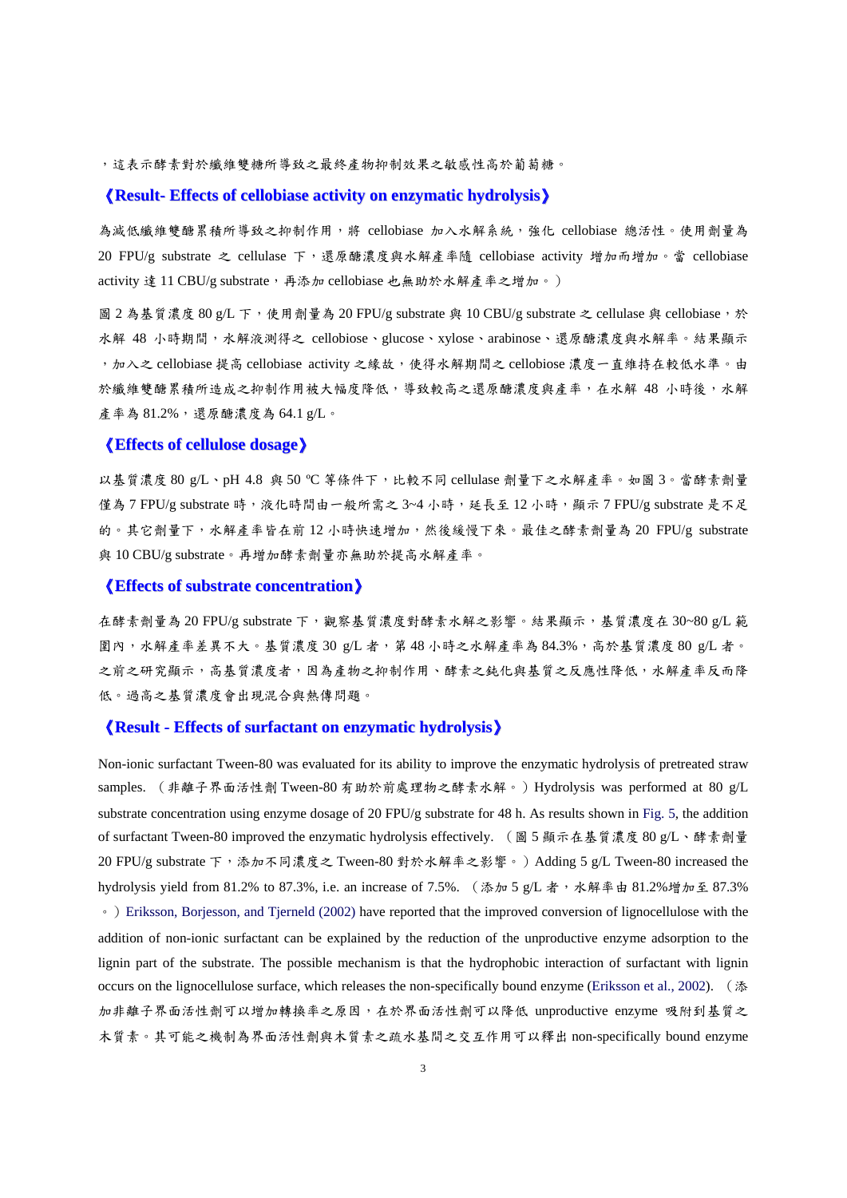，這表示酵素對於纖維雙糖所導致之最終產物抑制效果之敏感性高於葡萄糖。

## 《Result- Effects of cellobiase activity on enzymatic hydrolysis》

為減低纖維雙醣累積所導致之抑制作用，將 cellobiase 加入水解系統，強化 cellobiase 總活性。使用劑量為 20 FPU/g substrate 之 cellulase 下，還原醣濃度與水解產率隨 cellobiase activity 增加而增加。當 cellobiase activity 達 11 CBU/g substrate，再添加 cellobiase 也無助於水解產率之增加。）

圖 2 為基質濃度 80 g/L 下，使用劑量為 20 FPU/g substrate 與 10 CBU/g substrate 之 cellulase 與 cellobiase，於水解 48 小時期間，水解液測得之 cellobiose、glucose、xylose、arabinose、還原醣濃度與水解率。結果顯示，加入之 cellobiase 提高 cellobiase activity 之緣故，使得水解期間之 cellobiose 濃度一直維持在較低水準。由於纖維雙醣累積所造成之抑制作用被大幅度降低，導致較高之還原醣濃度與產率，在水解 48 小時後，水解產率為 81.2%，還原醣濃度為 64.1 g/L。

## 《Effects of cellulose dosage》

以基質濃度 80 g/L、pH 4.8 與 50 ºC 等條件下，比較不同 cellulase 劑量下之水解產率。如圖 3。當酵素劑量僅為 7 FPU/g substrate 時，液化時間由一般所需之 3~4 小時，延長至 12 小時，顯示 7 FPU/g substrate 是不足的。其它劑量下，水解產率皆在前 12 小時快速增加，然後緩慢下來。最佳之酵素劑量為 20 FPU/g substrate 與 10 CBU/g substrate。再增加酵素劑量亦無助於提高水解產率。

## 《Effects of substrate concentration》

在酵素劑量為 20 FPU/g substrate 下，觀察基質濃度對酵素水解之影響。結果顯示，基質濃度在 30~80 g/L 範圍內，水解產率差異不大。基質濃度 30 g/L 者，第 48 小時之水解產率為 84.3%，高於基質濃度 80 g/L 者。之前之研究顯示，高基質濃度者，因為產物之抑制作用、酵素之鈍化與基質之反應性降低，水解產率反而降低。過高之基質濃度會出現混合與熱傳問題。

## 《Result - Effects of surfactant on enzymatic hydrolysis》

Non-ionic surfactant Tween-80 was evaluated for its ability to improve the enzymatic hydrolysis of pretreated straw samples. （非離子界面活性劑 Tween-80 有助於前處理物之酵素水解。）Hydrolysis was performed at 80 g/L substrate concentration using enzyme dosage of 20 FPU/g substrate for 48 h. As results shown in Fig. 5, the addition of surfactant Tween-80 improved the enzymatic hydrolysis effectively. （圖 5 顯示在基質濃度 80 g/L、酵素劑量 20 FPU/g substrate 下，添加不同濃度之 Tween-80 對於水解率之影響。）Adding 5 g/L Tween-80 increased the hydrolysis yield from 81.2% to 87.3%, i.e. an increase of 7.5%. （添加 5 g/L 者，水解率由 81.2%增加至 87.3%。）Eriksson, Borjesson, and Tjerneld (2002) have reported that the improved conversion of lignocellulose with the addition of non-ionic surfactant can be explained by the reduction of the unproductive enzyme adsorption to the lignin part of the substrate. The possible mechanism is that the hydrophobic interaction of surfactant with lignin occurs on the lignocellulose surface, which releases the non-specifically bound enzyme (Eriksson et al., 2002). （添加非離子界面活性劑可以增加轉換率之原因，在於界面活性劑可以降低 unproductive enzyme 吸附到基質之木質素。其可能之機制為界面活性劑與木質素之疏水基間之交互作用可以釋出 non-specifically bound enzyme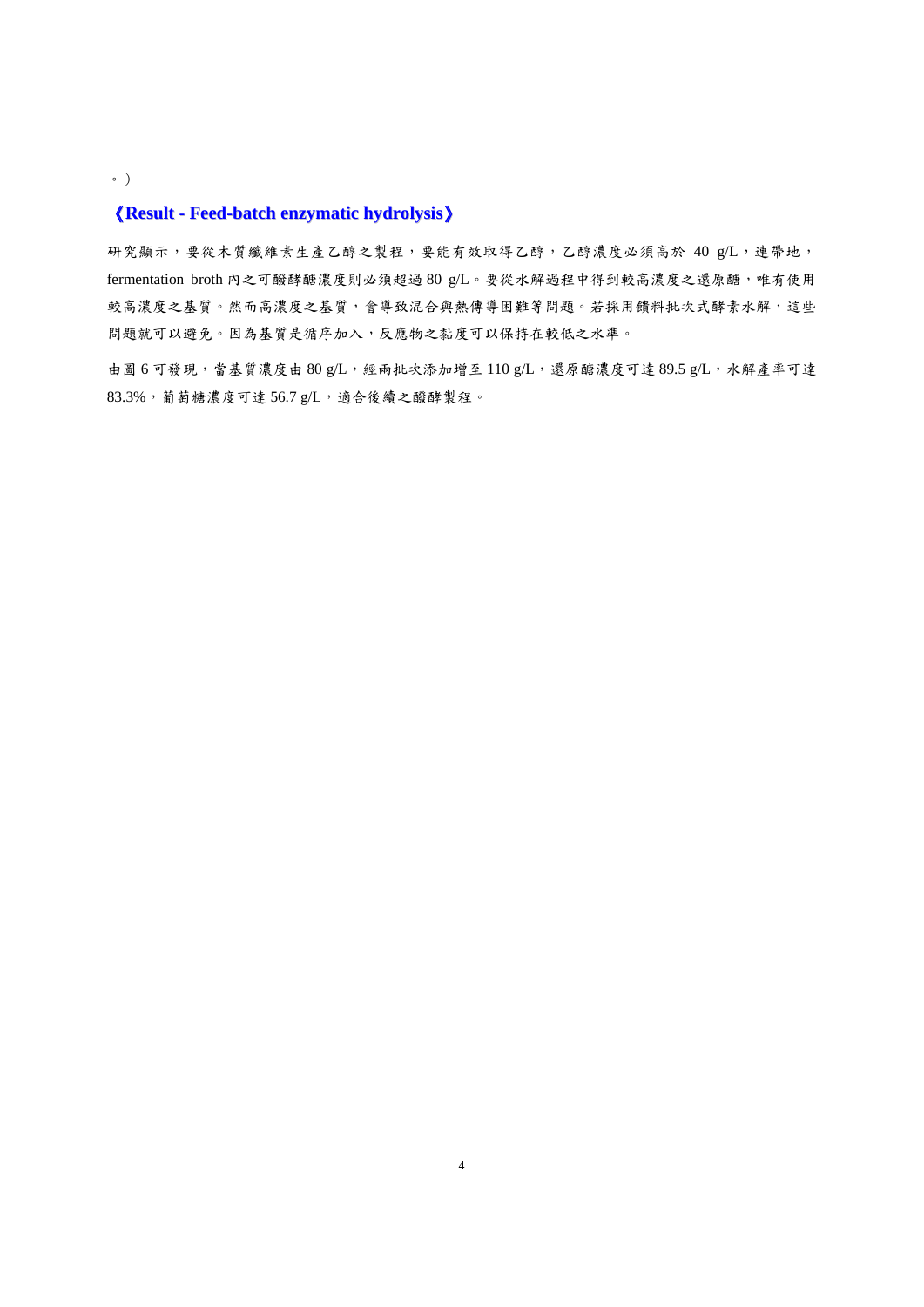。)

## 《Result - Feed-batch enzymatic hydrolysis》

研究顯示，要從木質纖維素生產乙醇之製程，要能有效取得乙醇，乙醇濃度必須高於 40 g/L，連帶地，fermentation broth 內之可醱酵醣濃度則必須超過 80 g/L。要從水解過程中得到較高濃度之還原醣，唯有使用較高濃度之基質。然而高濃度之基質，會導致混合與熱傳導困難等問題。若採用饋料批次式酵素水解，這些問題就可以避免。因為基質是循序加入，反應物之黏度可以保持在較低之水準。

由圖 6 可發現，當基質濃度由 80 g/L，經兩批次添加增至 110 g/L，還原醣濃度可達 89.5 g/L，水解產率可達 83.3%，葡萄糖濃度可達 56.7 g/L，適合後續之醱酵製程。